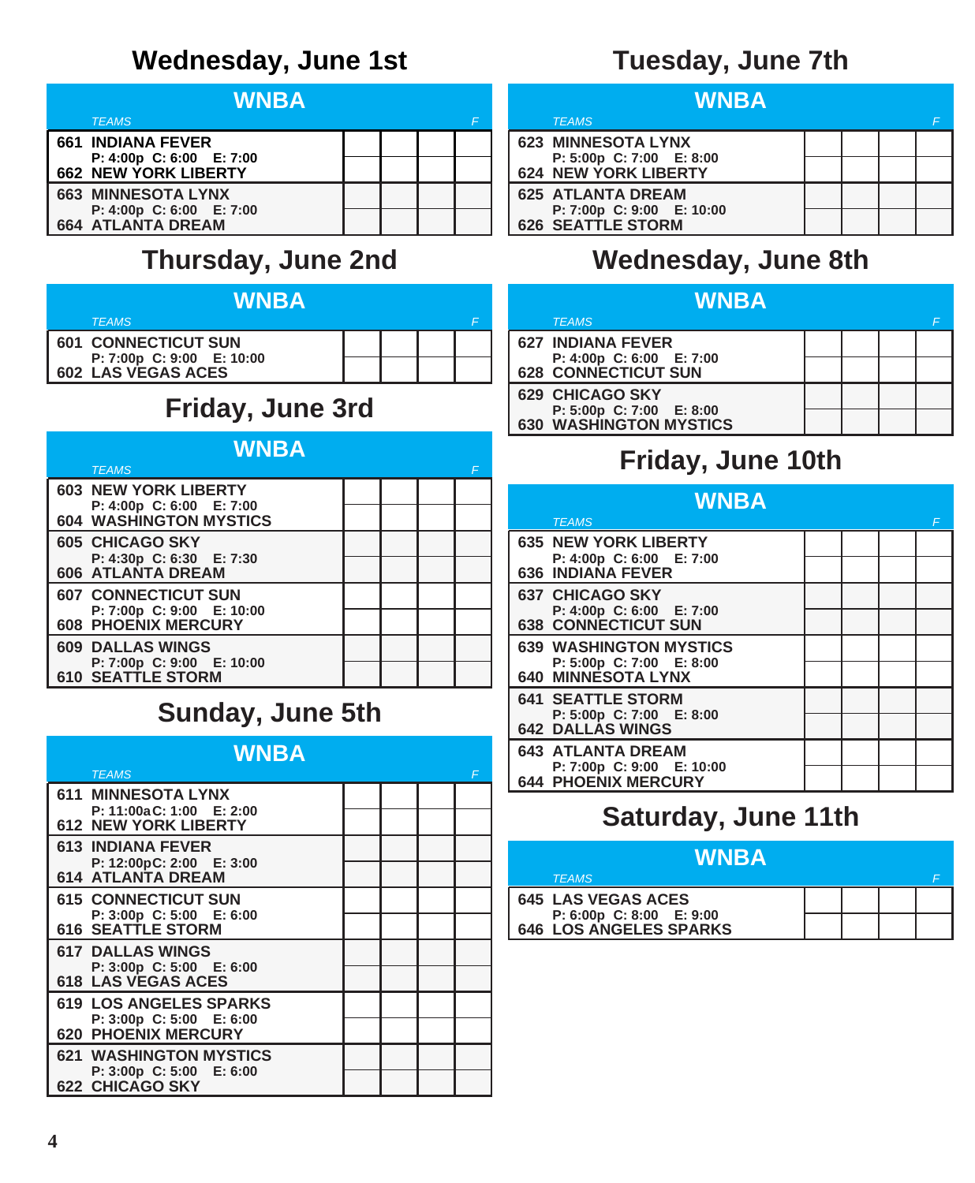## Wednesday, June 1st

**WNBA**

| TEAMS | | | | F |
|---|---|---|---|---|
| 661 INDIANA FEVER | | | | |
| P: 4:00p C: 6:00 E: 7:00 | | | | |
| 662 NEW YORK LIBERTY | | | | |
| 663 MINNESOTA LYNX | | | | |
| P: 4:00p C: 6:00 E: 7:00 | | | | |
| 664 ATLANTA DREAM | | | | |

## Thursday, June 2nd

**WNBA**

| TEAMS | | | | F |
|---|---|---|---|---|
| 601 CONNECTICUT SUN | | | | |
| P: 7:00p C: 9:00 E: 10:00 | | | | |
| 602 LAS VEGAS ACES | | | | |

## Friday, June 3rd

**WNBA**

| TEAMS | | | | F |
|---|---|---|---|---|
| 603 NEW YORK LIBERTY | | | | |
| P: 4:00p C: 6:00 E: 7:00 | | | | |
| 604 WASHINGTON MYSTICS | | | | |
| 605 CHICAGO SKY | | | | |
| P: 4:30p C: 6:30 E: 7:30 | | | | |
| 606 ATLANTA DREAM | | | | |
| 607 CONNECTICUT SUN | | | | |
| P: 7:00p C: 9:00 E: 10:00 | | | | |
| 608 PHOENIX MERCURY | | | | |
| 609 DALLAS WINGS | | | | |
| P: 7:00p C: 9:00 E: 10:00 | | | | |
| 610 SEATTLE STORM | | | | |

## Sunday, June 5th

**WNBA**

| TEAMS | | | | F |
|---|---|---|---|---|
| 611 MINNESOTA LYNX | | | | |
| P: 11:00a C: 1:00 E: 2:00 | | | | |
| 612 NEW YORK LIBERTY | | | | |
| 613 INDIANA FEVER | | | | |
| P: 12:00p C: 2:00 E: 3:00 | | | | |
| 614 ATLANTA DREAM | | | | |
| 615 CONNECTICUT SUN | | | | |
| P: 3:00p C: 5:00 E: 6:00 | | | | |
| 616 SEATTLE STORM | | | | |
| 617 DALLAS WINGS | | | | |
| P: 3:00p C: 5:00 E: 6:00 | | | | |
| 618 LAS VEGAS ACES | | | | |
| 619 LOS ANGELES SPARKS | | | | |
| P: 3:00p C: 5:00 E: 6:00 | | | | |
| 620 PHOENIX MERCURY | | | | |
| 621 WASHINGTON MYSTICS | | | | |
| P: 3:00p C: 5:00 E: 6:00 | | | | |
| 622 CHICAGO SKY | | | | |

## Tuesday, June 7th

**WNBA**

| TEAMS | | | | F |
|---|---|---|---|---|
| 623 MINNESOTA LYNX | | | | |
| P: 5:00p C: 7:00 E: 8:00 | | | | |
| 624 NEW YORK LIBERTY | | | | |
| 625 ATLANTA DREAM | | | | |
| P: 7:00p C: 9:00 E: 10:00 | | | | |
| 626 SEATTLE STORM | | | | |

## Wednesday, June 8th

**WNBA**

| TEAMS | | | | F |
|---|---|---|---|---|
| 627 INDIANA FEVER | | | | |
| P: 4:00p C: 6:00 E: 7:00 | | | | |
| 628 CONNECTICUT SUN | | | | |
| 629 CHICAGO SKY | | | | |
| P: 5:00p C: 7:00 E: 8:00 | | | | |
| 630 WASHINGTON MYSTICS | | | | |

## Friday, June 10th

**WNBA**

| TEAMS | | | | F |
|---|---|---|---|---|
| 635 NEW YORK LIBERTY | | | | |
| P: 4:00p C: 6:00 E: 7:00 | | | | |
| 636 INDIANA FEVER | | | | |
| 637 CHICAGO SKY | | | | |
| P: 4:00p C: 6:00 E: 7:00 | | | | |
| 638 CONNECTICUT SUN | | | | |
| 639 WASHINGTON MYSTICS | | | | |
| P: 5:00p C: 7:00 E: 8:00 | | | | |
| 640 MINNESOTA LYNX | | | | |
| 641 SEATTLE STORM | | | | |
| P: 5:00p C: 7:00 E: 8:00 | | | | |
| 642 DALLAS WINGS | | | | |
| 643 ATLANTA DREAM | | | | |
| P: 7:00p C: 9:00 E: 10:00 | | | | |
| 644 PHOENIX MERCURY | | | | |

## Saturday, June 11th

**WNBA**

| TEAMS | | | | F |
|---|---|---|---|---|
| 645 LAS VEGAS ACES | | | | |
| P: 6:00p C: 8:00 E: 9:00 | | | | |
| 646 LOS ANGELES SPARKS | | | | |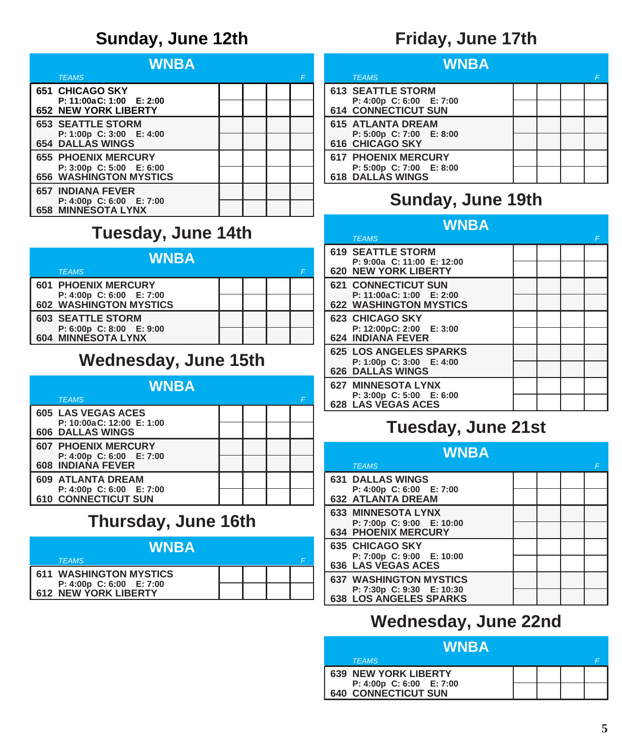## Sunday, June 12th

| WNBA TEAMS | | | | F |
|---|---|---|---|---|
| 651 CHICAGO SKY | | | | |
| P: 11:00a C: 1:00 E: 2:00 | | | | |
| 652 NEW YORK LIBERTY | | | | |
| 653 SEATTLE STORM | | | | |
| P: 1:00p C: 3:00 E: 4:00 | | | | |
| 654 DALLAS WINGS | | | | |
| 655 PHOENIX MERCURY | | | | |
| P: 3:00p C: 5:00 E: 6:00 | | | | |
| 656 WASHINGTON MYSTICS | | | | |
| 657 INDIANA FEVER | | | | |
| P: 4:00p C: 6:00 E: 7:00 | | | | |
| 658 MINNESOTA LYNX | | | | |

## Tuesday, June 14th

| WNBA TEAMS | | | | F |
|---|---|---|---|---|
| 601 PHOENIX MERCURY | | | | |
| P: 4:00p C: 6:00 E: 7:00 | | | | |
| 602 WASHINGTON MYSTICS | | | | |
| 603 SEATTLE STORM | | | | |
| P: 6:00p C: 8:00 E: 9:00 | | | | |
| 604 MINNESOTA LYNX | | | | |

## Wednesday, June 15th

| WNBA TEAMS | | | | F |
|---|---|---|---|---|
| 605 LAS VEGAS ACES | | | | |
| P: 10:00a C: 12:00 E: 1:00 | | | | |
| 606 DALLAS WINGS | | | | |
| 607 PHOENIX MERCURY | | | | |
| P: 4:00p C: 6:00 E: 7:00 | | | | |
| 608 INDIANA FEVER | | | | |
| 609 ATLANTA DREAM | | | | |
| P: 4:00p C: 6:00 E: 7:00 | | | | |
| 610 CONNECTICUT SUN | | | | |

## Thursday, June 16th

| WNBA TEAMS | | | | F |
|---|---|---|---|---|
| 611 WASHINGTON MYSTICS | | | | |
| P: 4:00p C: 6:00 E: 7:00 | | | | |
| 612 NEW YORK LIBERTY | | | | |

## Friday, June 17th

| WNBA TEAMS | | | | F |
|---|---|---|---|---|
| 613 SEATTLE STORM | | | | |
| P: 4:00p C: 6:00 E: 7:00 | | | | |
| 614 CONNECTICUT SUN | | | | |
| 615 ATLANTA DREAM | | | | |
| P: 5:00p C: 7:00 E: 8:00 | | | | |
| 616 CHICAGO SKY | | | | |
| 617 PHOENIX MERCURY | | | | |
| P: 5:00p C: 7:00 E: 8:00 | | | | |
| 618 DALLAS WINGS | | | | |

## Sunday, June 19th

| WNBA TEAMS | | | | F |
|---|---|---|---|---|
| 619 SEATTLE STORM | | | | |
| P: 9:00a C: 11:00 E: 12:00 | | | | |
| 620 NEW YORK LIBERTY | | | | |
| 621 CONNECTICUT SUN | | | | |
| P: 11:00a C: 1:00 E: 2:00 | | | | |
| 622 WASHINGTON MYSTICS | | | | |
| 623 CHICAGO SKY | | | | |
| P: 12:00p C: 2:00 E: 3:00 | | | | |
| 624 INDIANA FEVER | | | | |
| 625 LOS ANGELES SPARKS | | | | |
| P: 1:00p C: 3:00 E: 4:00 | | | | |
| 626 DALLAS WINGS | | | | |
| 627 MINNESOTA LYNX | | | | |
| P: 3:00p C: 5:00 E: 6:00 | | | | |
| 628 LAS VEGAS ACES | | | | |

## Tuesday, June 21st

| WNBA TEAMS | | | | F |
|---|---|---|---|---|
| 631 DALLAS WINGS | | | | |
| P: 4:00p C: 6:00 E: 7:00 | | | | |
| 632 ATLANTA DREAM | | | | |
| 633 MINNESOTA LYNX | | | | |
| P: 7:00p C: 9:00 E: 10:00 | | | | |
| 634 PHOENIX MERCURY | | | | |
| 635 CHICAGO SKY | | | | |
| P: 7:00p C: 9:00 E: 10:00 | | | | |
| 636 LAS VEGAS ACES | | | | |
| 637 WASHINGTON MYSTICS | | | | |
| P: 7:30p C: 9:30 E: 10:30 | | | | |
| 638 LOS ANGELES SPARKS | | | | |

## Wednesday, June 22nd

| WNBA TEAMS | | | | F |
|---|---|---|---|---|
| 639 NEW YORK LIBERTY | | | | |
| P: 4:00p C: 6:00 E: 7:00 | | | | |
| 640 CONNECTICUT SUN | | | | |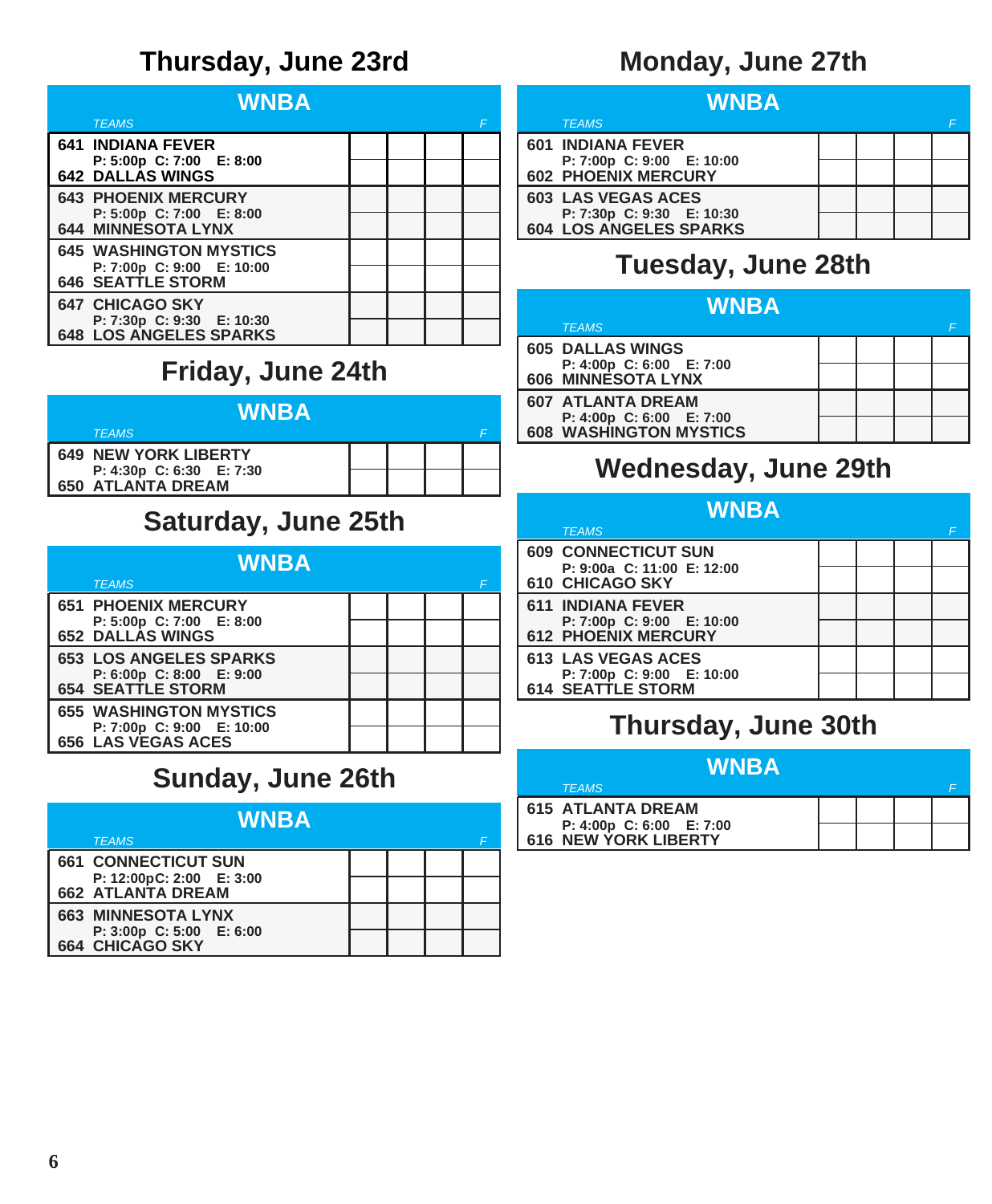## Thursday, June 23rd

| WNBA TEAMS | | | | F |
|---|---|---|---|---|
| 641 INDIANA FEVER<br>P: 5:00p C: 7:00 E: 8:00<br>642 DALLAS WINGS | | | | |
| 643 PHOENIX MERCURY<br>P: 5:00p C: 7:00 E: 8:00<br>644 MINNESOTA LYNX | | | | |
| 645 WASHINGTON MYSTICS<br>P: 7:00p C: 9:00 E: 10:00<br>646 SEATTLE STORM | | | | |
| 647 CHICAGO SKY<br>P: 7:30p C: 9:30 E: 10:30<br>648 LOS ANGELES SPARKS | | | | |

## Friday, June 24th

| WNBA TEAMS | | | | F |
|---|---|---|---|---|
| 649 NEW YORK LIBERTY<br>P: 4:30p C: 6:30 E: 7:30<br>650 ATLANTA DREAM | | | | |

## Saturday, June 25th

| WNBA TEAMS | | | | F |
|---|---|---|---|---|
| 651 PHOENIX MERCURY<br>P: 5:00p C: 7:00 E: 8:00<br>652 DALLAS WINGS | | | | |
| 653 LOS ANGELES SPARKS<br>P: 6:00p C: 8:00 E: 9:00<br>654 SEATTLE STORM | | | | |
| 655 WASHINGTON MYSTICS<br>P: 7:00p C: 9:00 E: 10:00<br>656 LAS VEGAS ACES | | | | |

## Sunday, June 26th

| WNBA TEAMS | | | | F |
|---|---|---|---|---|
| 661 CONNECTICUT SUN<br>P: 12:00pC: 2:00 E: 3:00<br>662 ATLANTA DREAM | | | | |
| 663 MINNESOTA LYNX<br>P: 3:00p C: 5:00 E: 6:00<br>664 CHICAGO SKY | | | | |

## Monday, June 27th

| WNBA TEAMS | | | | F |
|---|---|---|---|---|
| 601 INDIANA FEVER<br>P: 7:00p C: 9:00 E: 10:00<br>602 PHOENIX MERCURY | | | | |
| 603 LAS VEGAS ACES<br>P: 7:30p C: 9:30 E: 10:30<br>604 LOS ANGELES SPARKS | | | | |

## Tuesday, June 28th

| WNBA TEAMS | | | | F |
|---|---|---|---|---|
| 605 DALLAS WINGS<br>P: 4:00p C: 6:00 E: 7:00<br>606 MINNESOTA LYNX | | | | |
| 607 ATLANTA DREAM<br>P: 4:00p C: 6:00 E: 7:00<br>608 WASHINGTON MYSTICS | | | | |

## Wednesday, June 29th

| WNBA TEAMS | | | | F |
|---|---|---|---|---|
| 609 CONNECTICUT SUN<br>P: 9:00a C: 11:00 E: 12:00<br>610 CHICAGO SKY | | | | |
| 611 INDIANA FEVER<br>P: 7:00p C: 9:00 E: 10:00<br>612 PHOENIX MERCURY | | | | |
| 613 LAS VEGAS ACES<br>P: 7:00p C: 9:00 E: 10:00<br>614 SEATTLE STORM | | | | |

## Thursday, June 30th

| WNBA TEAMS | | | | F |
|---|---|---|---|---|
| 615 ATLANTA DREAM<br>P: 4:00p C: 6:00 E: 7:00<br>616 NEW YORK LIBERTY | | | | |